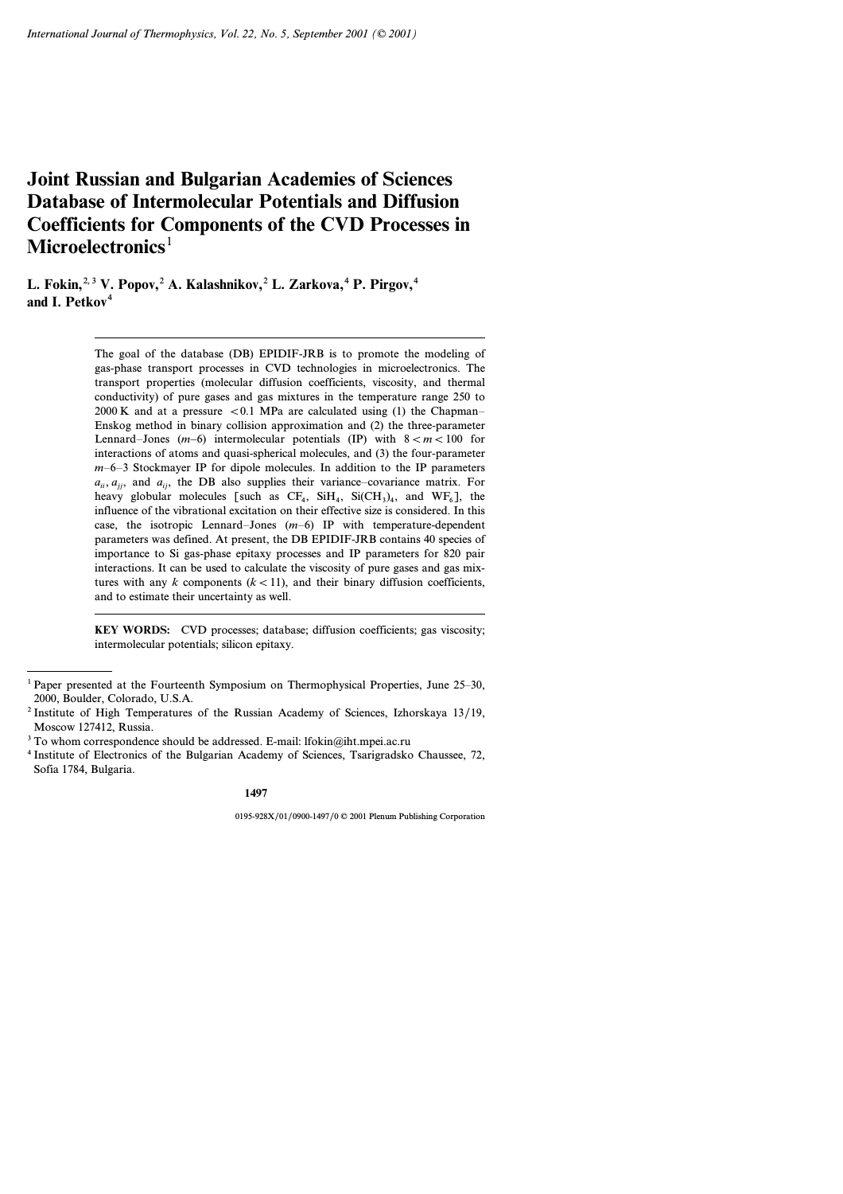// Journal header omitted per rules

# Joint Russian and Bulgarian Academies of Sciences Database of Intermolecular Potentials and Diffusion Coefficients for Components of the CVD Processes in Microelectronics[1]

**L. Fokin,[2,3] V. Popov,[2] A. Kalashnikov,[2] L. Zarkova,[4] P. Pirgov,[4] and I. Petkov[4]**

---

The goal of the database (DB) EPIDIF-JRB is to promote the modeling of gas-phase transport processes in CVD technologies in microelectronics. The transport properties (molecular diffusion coefficients, viscosity, and thermal conductivity) of pure gases and gas mixtures in the temperature range 250 to 2000 K and at a pressure $<0.1$ MPa are calculated using (1) the Chapman–Enskog method in binary collision approximation and (2) the three-parameter Lennard–Jones ($m$–6) intermolecular potentials (IP) with $8 < m < 100$ for interactions of atoms and quasi-spherical molecules, and (3) the four-parameter $m$–6–3 Stockmayer IP for dipole molecules. In addition to the IP parameters $a_{ii}$, $a_{jj}$, and $a_{ij}$, the DB also supplies their variance–covariance matrix. For heavy globular molecules [such as $CF_4$, $SiH_4$, $Si(CH_3)_4$, and $WF_6$], the influence of the vibrational excitation on their effective size is considered. In this case, the isotropic Lennard–Jones ($m$–6) IP with temperature-dependent parameters was defined. At present, the DB EPIDIF-JRB contains 40 species of importance to Si gas-phase epitaxy processes and IP parameters for 820 pair interactions. It can be used to calculate the viscosity of pure gases and gas mixtures with any $k$ components ($k < 11$), and their binary diffusion coefficients, and to estimate their uncertainty as well.

**KEY WORDS:** CVD processes; database; diffusion coefficients; gas viscosity; intermolecular potentials; silicon epitaxy.

---

[1] Paper presented at the Fourteenth Symposium on Thermophysical Properties, June 25–30, 2000, Boulder, Colorado, U.S.A.

[2] Institute of High Temperatures of the Russian Academy of Sciences, Izhorskaya 13/19, Moscow 127412, Russia.

[3] To whom correspondence should be addressed. E-mail: lfokin@iht.mpei.ac.ru

[4] Institute of Electronics of the Bulgarian Academy of Sciences, Tsarigradsko Chaussee, 72, Sofia 1784, Bulgaria.

0195-928X/01/0900-1497/0 © 2001 Plenum Publishing Corporation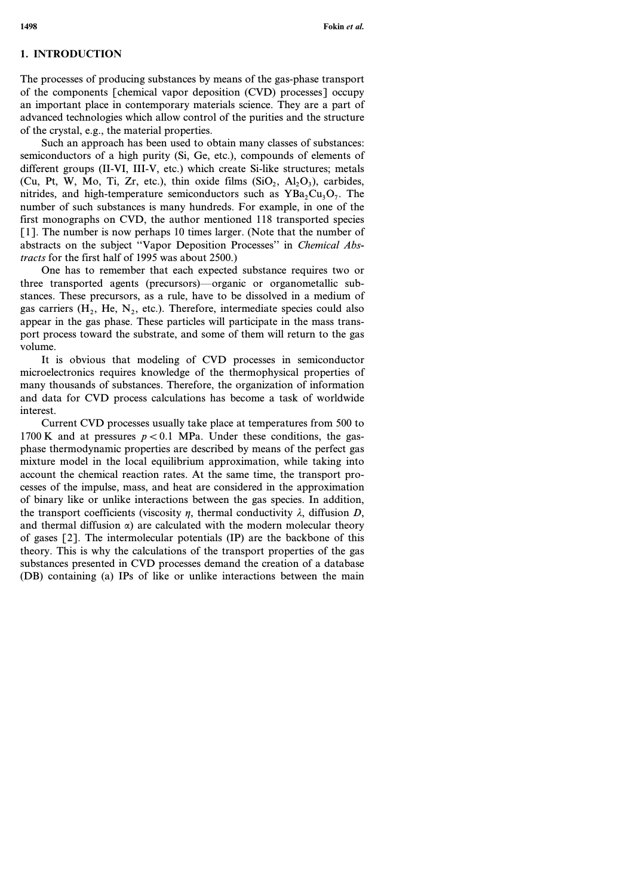## 1. INTRODUCTION

The processes of producing substances by means of the gas-phase transport of the components [chemical vapor deposition (CVD) processes] occupy an important place in contemporary materials science. They are a part of advanced technologies which allow control of the purities and the structure of the crystal, e.g., the material properties.

Such an approach has been used to obtain many classes of substances: semiconductors of a high purity (Si, Ge, etc.), compounds of elements of different groups (II-VI, III-V, etc.) which create Si-like structures; metals (Cu, Pt, W, Mo, Ti, Zr, etc.), thin oxide films ($SiO_2$, $Al_2O_3$), carbides, nitrides, and high-temperature semiconductors such as $YBa_2Cu_3O_7$. The number of such substances is many hundreds. For example, in one of the first monographs on CVD, the author mentioned 118 transported species [1]. The number is now perhaps 10 times larger. (Note that the number of abstracts on the subject "Vapor Deposition Processes" in *Chemical Abstracts* for the first half of 1995 was about 2500.)

One has to remember that each expected substance requires two or three transported agents (precursors)—organic or organometallic substances. These precursors, as a rule, have to be dissolved in a medium of gas carriers ($H_2$, He, $N_2$, etc.). Therefore, intermediate species could also appear in the gas phase. These particles will participate in the mass transport process toward the substrate, and some of them will return to the gas volume.

It is obvious that modeling of CVD processes in semiconductor microelectronics requires knowledge of the thermophysical properties of many thousands of substances. Therefore, the organization of information and data for CVD process calculations has become a task of worldwide interest.

Current CVD processes usually take place at temperatures from 500 to 1700 K and at pressures $p < 0.1$ MPa. Under these conditions, the gas-phase thermodynamic properties are described by means of the perfect gas mixture model in the local equilibrium approximation, while taking into account the chemical reaction rates. At the same time, the transport processes of the impulse, mass, and heat are considered in the approximation of binary like or unlike interactions between the gas species. In addition, the transport coefficients (viscosity $\eta$, thermal conductivity $\lambda$, diffusion $D$, and thermal diffusion $\alpha$) are calculated with the modern molecular theory of gases [2]. The intermolecular potentials (IP) are the backbone of this theory. This is why the calculations of the transport properties of the gas substances presented in CVD processes demand the creation of a database (DB) containing (a) IPs of like or unlike interactions between the main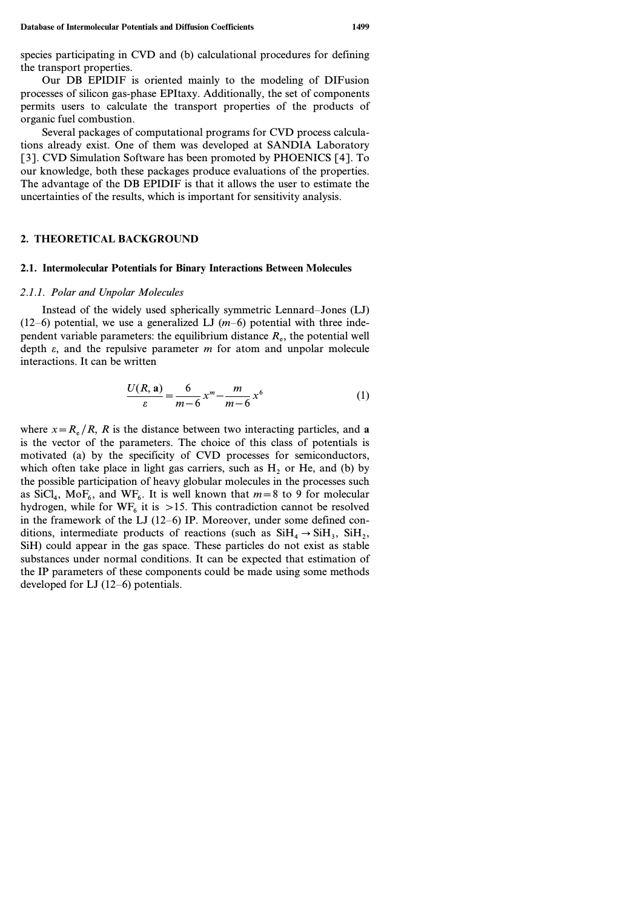species participating in CVD and (b) calculational procedures for defining the transport properties.

Our DB EPIDIF is oriented mainly to the modeling of DIFusion processes of silicon gas-phase EPItaxy. Additionally, the set of components permits users to calculate the transport properties of the products of organic fuel combustion.

Several packages of computational programs for CVD process calculations already exist. One of them was developed at SANDIA Laboratory [3]. CVD Simulation Software has been promoted by PHOENICS [4]. To our knowledge, both these packages produce evaluations of the properties. The advantage of the DB EPIDIF is that it allows the user to estimate the uncertainties of the results, which is important for sensitivity analysis.

## 2. THEORETICAL BACKGROUND

### 2.1. Intermolecular Potentials for Binary Interactions Between Molecules

#### *2.1.1. Polar and Unpolar Molecules*

Instead of the widely used spherically symmetric Lennard–Jones (LJ) (12–6) potential, we use a generalized LJ ($m$–6) potential with three independent variable parameters: the equilibrium distance $R_e$, the potential well depth $\varepsilon$, and the repulsive parameter $m$ for atom and unpolar molecule interactions. It can be written

$$\frac{U(R, \mathbf{a})}{\varepsilon} = \frac{6}{m-6} x^m - \frac{m}{m-6} x^6 \tag{1}$$

where $x = R_e/R$, $R$ is the distance between two interacting particles, and $\mathbf{a}$ is the vector of the parameters. The choice of this class of potentials is motivated (a) by the specificity of CVD processes for semiconductors, which often take place in light gas carriers, such as $H_2$ or He, and (b) by the possible participation of heavy globular molecules in the processes such as $SiCl_4$, $MoF_6$, and $WF_6$. It is well known that $m = 8$ to 9 for molecular hydrogen, while for $WF_6$ it is $>15$. This contradiction cannot be resolved in the framework of the LJ (12–6) IP. Moreover, under some defined conditions, intermediate products of reactions (such as $SiH_4 \rightarrow SiH_3$, $SiH_2$, SiH) could appear in the gas space. These particles do not exist as stable substances under normal conditions. It can be expected that estimation of the IP parameters of these components could be made using some methods developed for LJ (12–6) potentials.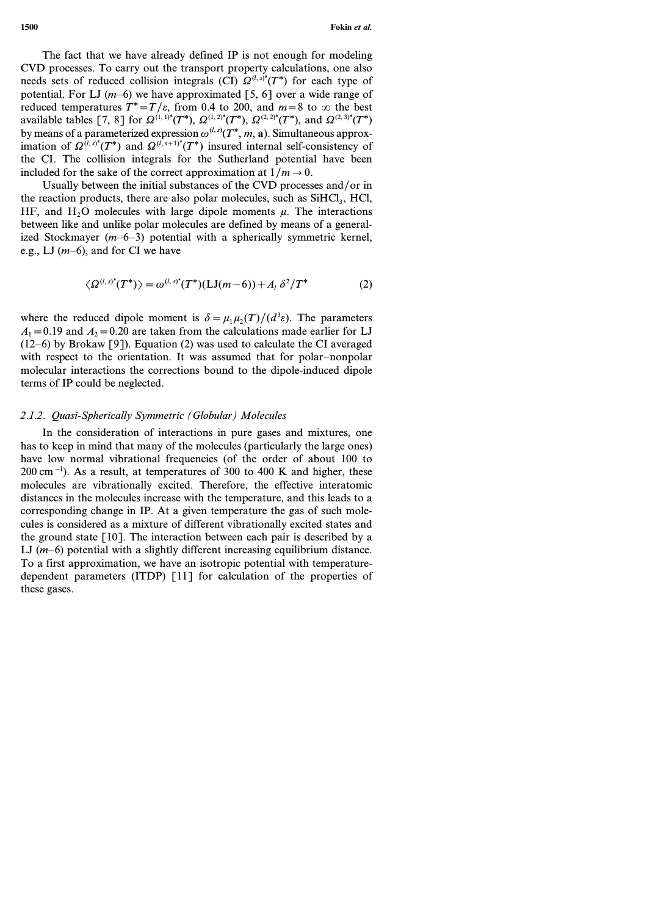The fact that we have already defined IP is not enough for modeling CVD processes. To carry out the transport property calculations, one also needs sets of reduced collision integrals (CI) $\Omega^{(l,s)*}(T^*)$ for each type of potential. For LJ ($m$–6) we have approximated [5, 6] over a wide range of reduced temperatures $T^* = T/\varepsilon$, from 0.4 to 200, and $m = 8$ to $\infty$ the best available tables [7, 8] for $\Omega^{(1,1)*}(T^*)$, $\Omega^{(1,2)*}(T^*)$, $\Omega^{(2,2)*}(T^*)$, and $\Omega^{(2,3)*}(T^*)$ by means of a parameterized expression $\omega^{(l,s)}(T^*, m, \mathbf{a})$. Simultaneous approximation of $\Omega^{(l,s)*}(T^*)$ and $\Omega^{(l,s+1)*}(T^*)$ insured internal self-consistency of the CI. The collision integrals for the Sutherland potential have been included for the sake of the correct approximation at $1/m \to 0$.

Usually between the initial substances of the CVD processes and/or in the reaction products, there are also polar molecules, such as $SiHCl_3$, HCl, HF, and $H_2O$ molecules with large dipole moments $\mu$. The interactions between like and unlike polar molecules are defined by means of a generalized Stockmayer ($m$–6–3) potential with a spherically symmetric kernel, e.g., LJ ($m$–6), and for CI we have

$$\langle \Omega^{(l,s)*}(T^*) \rangle = \omega^{(l,s)*}(T^*)(\mathrm{LJ}(m-6)) + A_l\, \delta^2/T^* \tag{2}$$

where the reduced dipole moment is $\delta = \mu_1 \mu_2(T)/(d^3 \varepsilon)$. The parameters $A_1 = 0.19$ and $A_2 = 0.20$ are taken from the calculations made earlier for LJ (12–6) by Brokaw [9]). Equation (2) was used to calculate the CI averaged with respect to the orientation. It was assumed that for polar–nonpolar molecular interactions the corrections bound to the dipole-induced dipole terms of IP could be neglected.

### 2.1.2. *Quasi-Spherically Symmetric (Globular) Molecules*

In the consideration of interactions in pure gases and mixtures, one has to keep in mind that many of the molecules (particularly the large ones) have low normal vibrational frequencies (of the order of about 100 to 200 cm$^{-1}$). As a result, at temperatures of 300 to 400 K and higher, these molecules are vibrationally excited. Therefore, the effective interatomic distances in the molecules increase with the temperature, and this leads to a corresponding change in IP. At a given temperature the gas of such molecules is considered as a mixture of different vibrationally excited states and the ground state [10]. The interaction between each pair is described by a LJ ($m$–6) potential with a slightly different increasing equilibrium distance. To a first approximation, we have an isotropic potential with temperature-dependent parameters (ITDP) [11] for calculation of the properties of these gases.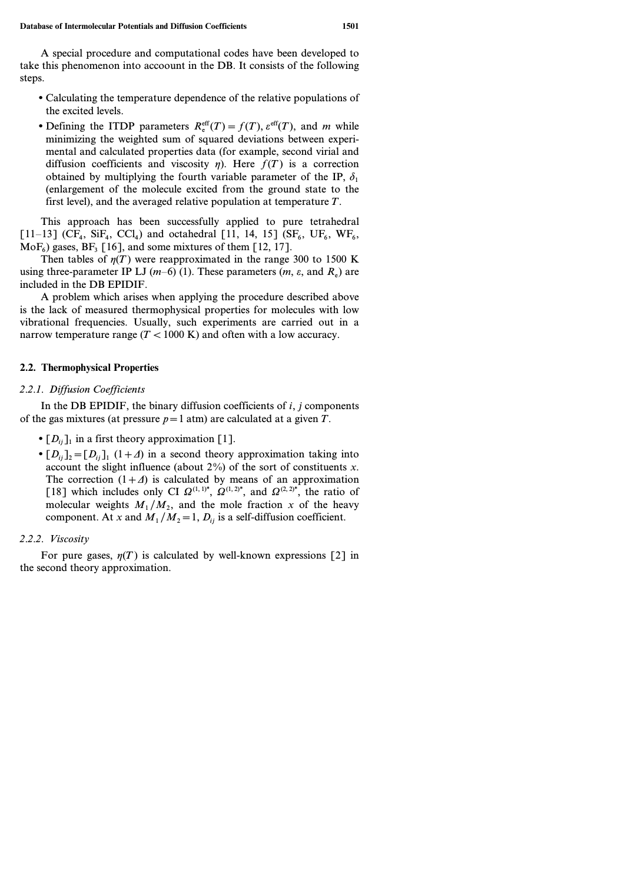A special procedure and computational codes have been developed to take this phenomenon into accoount in the DB. It consists of the following steps.

- Calculating the temperature dependence of the relative populations of the excited levels.
- Defining the ITDP parameters $R_e^{eff}(T) = f(T)$, $\varepsilon^{eff}(T)$, and $m$ while minimizing the weighted sum of squared deviations between experimental and calculated properties data (for example, second virial and diffusion coefficients and viscosity $\eta$). Here $f(T)$ is a correction obtained by multiplying the fourth variable parameter of the IP, $\delta_1$ (enlargement of the molecule excited from the ground state to the first level), and the averaged relative population at temperature $T$.

This approach has been successfully applied to pure tetrahedral [11–13] ($CF_4$, $SiF_4$, $CCl_4$) and octahedral [11, 14, 15] ($SF_6$, $UF_6$, $WF_6$, $MoF_6$) gases, $BF_3$ [16], and some mixtures of them [12, 17].

Then tables of $\eta(T)$ were reapproximated in the range 300 to 1500 K using three-parameter IP LJ ($m$–6) (1). These parameters ($m$, $\varepsilon$, and $R_e$) are included in the DB EPIDIF.

A problem which arises when applying the procedure described above is the lack of measured thermophysical properties for molecules with low vibrational frequencies. Usually, such experiments are carried out in a narrow temperature range ($T < 1000$ K) and often with a low accuracy.

## 2.2. Thermophysical Properties

### 2.2.1. Diffusion Coefficients

In the DB EPIDIF, the binary diffusion coefficients of $i$, $j$ components of the gas mixtures (at pressure $p = 1$ atm) are calculated at a given $T$.

- $[D_{ij}]_1$ in a first theory approximation [1].
- $[D_{ij}]_2 = [D_{ij}]_1\ (1 + \Delta)$ in a second theory approximation taking into account the slight influence (about 2%) of the sort of constituents $x$. The correction $(1 + \Delta)$ is calculated by means of an approximation [18] which includes only CI $\Omega^{(1,1)*}$, $\Omega^{(1,2)*}$, and $\Omega^{(2,2)*}$, the ratio of molecular weights $M_1/M_2$, and the mole fraction $x$ of the heavy component. At $x$ and $M_1/M_2 = 1$, $D_{ij}$ is a self-diffusion coefficient.

### 2.2.2. Viscosity

For pure gases, $\eta(T)$ is calculated by well-known expressions [2] in the second theory approximation.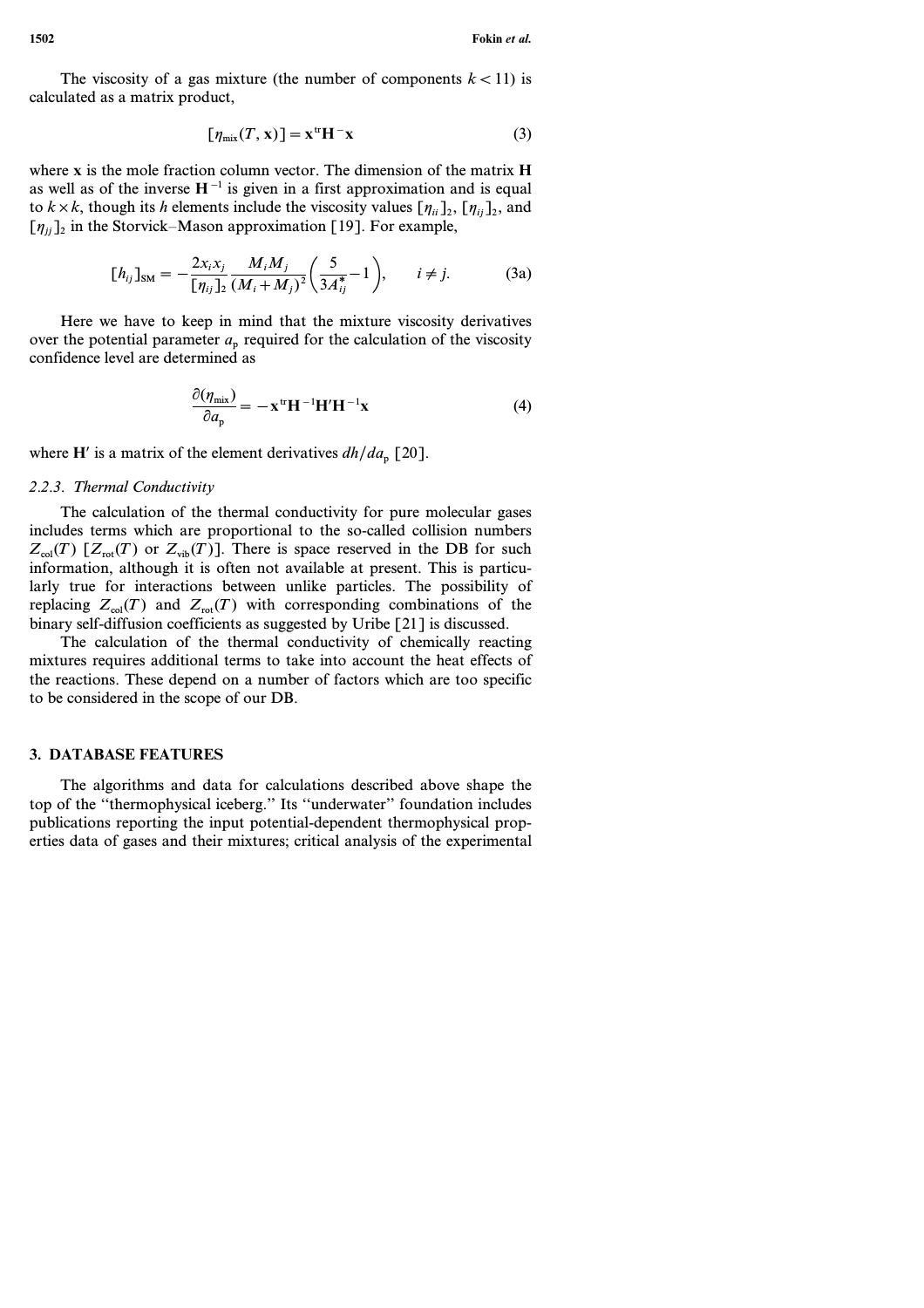The viscosity of a gas mixture (the number of components $k < 11$) is calculated as a matrix product,

$$[\eta_{\text{mix}}(T, \mathbf{x})] = \mathbf{x}^{\text{tr}} \mathbf{H}^{-} \mathbf{x} \tag{3}$$

where $\mathbf{x}$ is the mole fraction column vector. The dimension of the matrix $\mathbf{H}$ as well as of the inverse $\mathbf{H}^{-1}$ is given in a first approximation and is equal to $k \times k$, though its $h$ elements include the viscosity values $[\eta_{ii}]_2$, $[\eta_{ij}]_2$, and $[\eta_{jj}]_2$ in the Storvick–Mason approximation [19]. For example,

$$[h_{ij}]_{\text{SM}} = -\frac{2x_i x_j}{[\eta_{ij}]_2} \frac{M_i M_j}{(M_i + M_j)^2} \left( \frac{5}{3A_{ij}^*} - 1 \right), \qquad i \neq j. \tag{3a}$$

Here we have to keep in mind that the mixture viscosity derivatives over the potential parameter $a_p$ required for the calculation of the viscosity confidence level are determined as

$$\frac{\partial(\eta_{\text{mix}})}{\partial a_p} = -\mathbf{x}^{\text{tr}} \mathbf{H}^{-1} \mathbf{H}' \mathbf{H}^{-1} \mathbf{x} \tag{4}$$

where $\mathbf{H}'$ is a matrix of the element derivatives $dh/da_p$ [20].

### 2.2.3. Thermal Conductivity

The calculation of the thermal conductivity for pure molecular gases includes terms which are proportional to the so-called collision numbers $Z_{\text{col}}(T)$ [$Z_{\text{rot}}(T)$ or $Z_{\text{vib}}(T)$]. There is space reserved in the DB for such information, although it is often not available at present. This is particularly true for interactions between unlike particles. The possibility of replacing $Z_{\text{col}}(T)$ and $Z_{\text{rot}}(T)$ with corresponding combinations of the binary self-diffusion coefficients as suggested by Uribe [21] is discussed.

The calculation of the thermal conductivity of chemically reacting mixtures requires additional terms to take into account the heat effects of the reactions. These depend on a number of factors which are too specific to be considered in the scope of our DB.

## 3. DATABASE FEATURES

The algorithms and data for calculations described above shape the top of the "thermophysical iceberg." Its "underwater" foundation includes publications reporting the input potential-dependent thermophysical properties data of gases and their mixtures; critical analysis of the experimental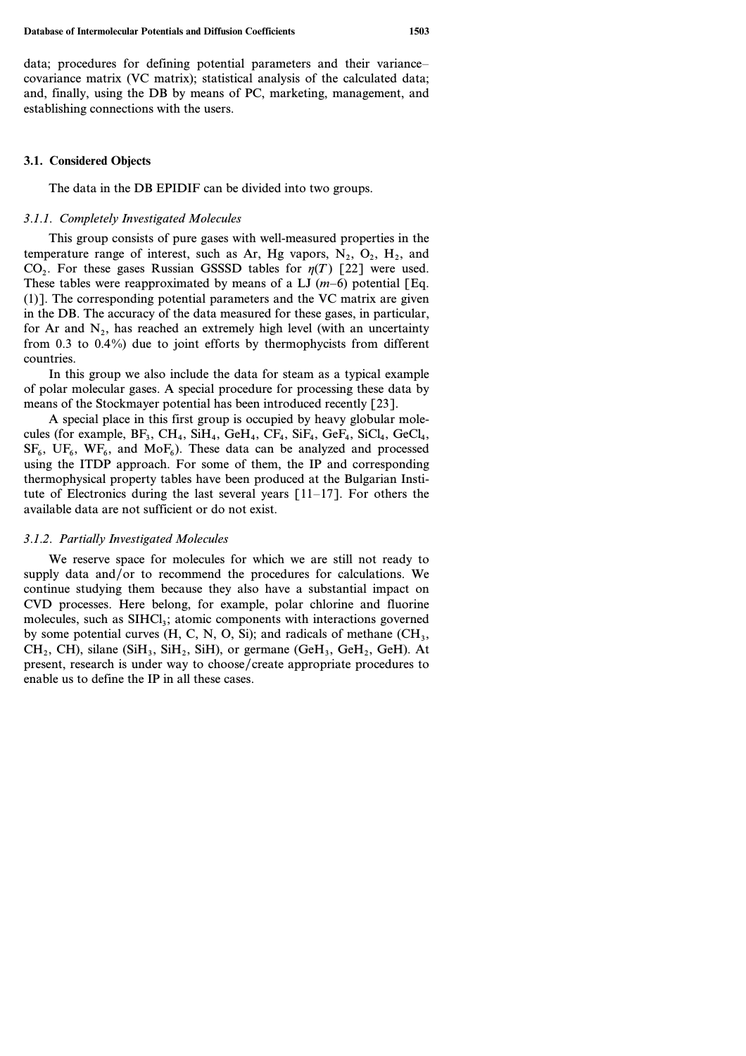data; procedures for defining potential parameters and their variance–covariance matrix (VC matrix); statistical analysis of the calculated data; and, finally, using the DB by means of PC, marketing, management, and establishing connections with the users.

### 3.1. Considered Objects

The data in the DB EPIDIF can be divided into two groups.

#### *3.1.1. Completely Investigated Molecules*

This group consists of pure gases with well-measured properties in the temperature range of interest, such as Ar, Hg vapors, $N_2$, $O_2$, $H_2$, and $CO_2$. For these gases Russian GSSSD tables for $\eta(T)$ [22] were used. These tables were reapproximated by means of a LJ ($m$–6) potential [Eq. (1)]. The corresponding potential parameters and the VC matrix are given in the DB. The accuracy of the data measured for these gases, in particular, for Ar and $N_2$, has reached an extremely high level (with an uncertainty from 0.3 to 0.4%) due to joint efforts by thermophycists from different countries.

In this group we also include the data for steam as a typical example of polar molecular gases. A special procedure for processing these data by means of the Stockmayer potential has been introduced recently [23].

A special place in this first group is occupied by heavy globular molecules (for example, $BF_3$, $CH_4$, $SiH_4$, $GeH_4$, $CF_4$, $SiF_4$, $GeF_4$, $SiCl_4$, $GeCl_4$, $SF_6$, $UF_6$, $WF_6$, and $MoF_6$). These data can be analyzed and processed using the ITDP approach. For some of them, the IP and corresponding thermophysical property tables have been produced at the Bulgarian Institute of Electronics during the last several years [11–17]. For others the available data are not sufficient or do not exist.

#### *3.1.2. Partially Investigated Molecules*

We reserve space for molecules for which we are still not ready to supply data and/or to recommend the procedures for calculations. We continue studying them because they also have a substantial impact on CVD processes. Here belong, for example, polar chlorine and fluorine molecules, such as $SIHCl_3$; atomic components with interactions governed by some potential curves (H, C, N, O, Si); and radicals of methane ($CH_3$, $CH_2$, CH), silane ($SiH_3$, $SiH_2$, SiH), or germane ($GeH_3$, $GeH_2$, GeH). At present, research is under way to choose/create appropriate procedures to enable us to define the IP in all these cases.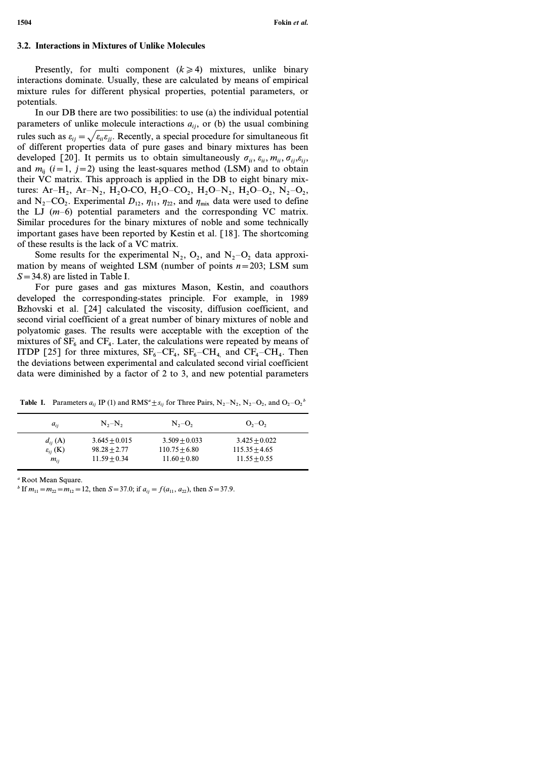### 3.2. Interactions in Mixtures of Unlike Molecules

Presently, for multi component ($k \geqslant 4$) mixtures, unlike binary interactions dominate. Usually, these are calculated by means of empirical mixture rules for different physical properties, potential parameters, or potentials.

In our DB there are two possibilities: to use (a) the individual potential parameters of unlike molecule interactions $a_{ij}$, or (b) the usual combining rules such as $\varepsilon_{ij} = \sqrt{\varepsilon_{ii}\varepsilon_{jj}}$. Recently, a special procedure for simultaneous fit of different properties data of pure gases and binary mixtures has been developed [20]. It permits us to obtain simultaneously $\sigma_{ii}$, $\varepsilon_{ii}$, $m_{ii}$, $\sigma_{ij}$, $\varepsilon_{ij}$, and $m_{ij}$ ($i=1$, $j=2$) using the least-squares method (LSM) and to obtain their VC matrix. This approach is applied in the DB to eight binary mixtures: Ar–$H_2$, Ar–$N_2$, $H_2O$-CO, $H_2O$–$CO_2$, $H_2O$–$N_2$, $H_2O$–$O_2$, $N_2$–$O_2$, and $N_2$–$CO_2$. Experimental $D_{12}$, $\eta_{11}$, $\eta_{22}$, and $\eta_{mix}$ data were used to define the LJ ($m$–6) potential parameters and the corresponding VC matrix. Similar procedures for the binary mixtures of noble and some technically important gases have been reported by Kestin et al. [18]. The shortcoming of these results is the lack of a VC matrix.

Some results for the experimental $N_2$, $O_2$, and $N_2$–$O_2$ data approximation by means of weighted LSM (number of points $n=203$; LSM sum $S=34.8$) are listed in Table I.

For pure gases and gas mixtures Mason, Kestin, and coauthors developed the corresponding-states principle. For example, in 1989 Bzhovski et al. [24] calculated the viscosity, diffusion coefficient, and second virial coefficient of a great number of binary mixtures of noble and polyatomic gases. The results were acceptable with the exception of the mixtures of $SF_6$ and $CF_4$. Later, the calculations were repeated by means of ITDP [25] for three mixtures, $SF_6$–$CF_4$, $SF_6$–$CH_4$, and $CF_4$–$CH_4$. Then the deviations between experimental and calculated second virial coefficient data were diminished by a factor of 2 to 3, and new potential parameters

**Table I.** Parameters $a_{ij}$ IP (1) and RMS[a] $\pm s_{ij}$ for Three Pairs, $N_2$–$N_2$, $N_2$–$O_2$, and $O_2$–$O_2$[b]

| $a_{ij}$ | $N_2$–$N_2$ | $N_2$–$O_2$ | $O_2$–$O_2$ |
|---|---|---|---|
| $d_{ij}$ (A) | $3.645 \pm 0.015$ | $3.509 \pm 0.033$ | $3.425 \pm 0.022$ |
| $\varepsilon_{ij}$ (K) | $98.28 \pm 2.77$ | $110.75 \pm 6.80$ | $115.35 \pm 4.65$ |
| $m_{ij}$ | $11.59 \pm 0.34$ | $11.60 \pm 0.80$ | $11.55 \pm 0.55$ |

[a] Root Mean Square.

[b] If $m_{11} = m_{22} = m_{12} = 12$, then $S = 37.0$; if $a_{ij} = f(a_{11}, a_{22})$, then $S = 37.9$.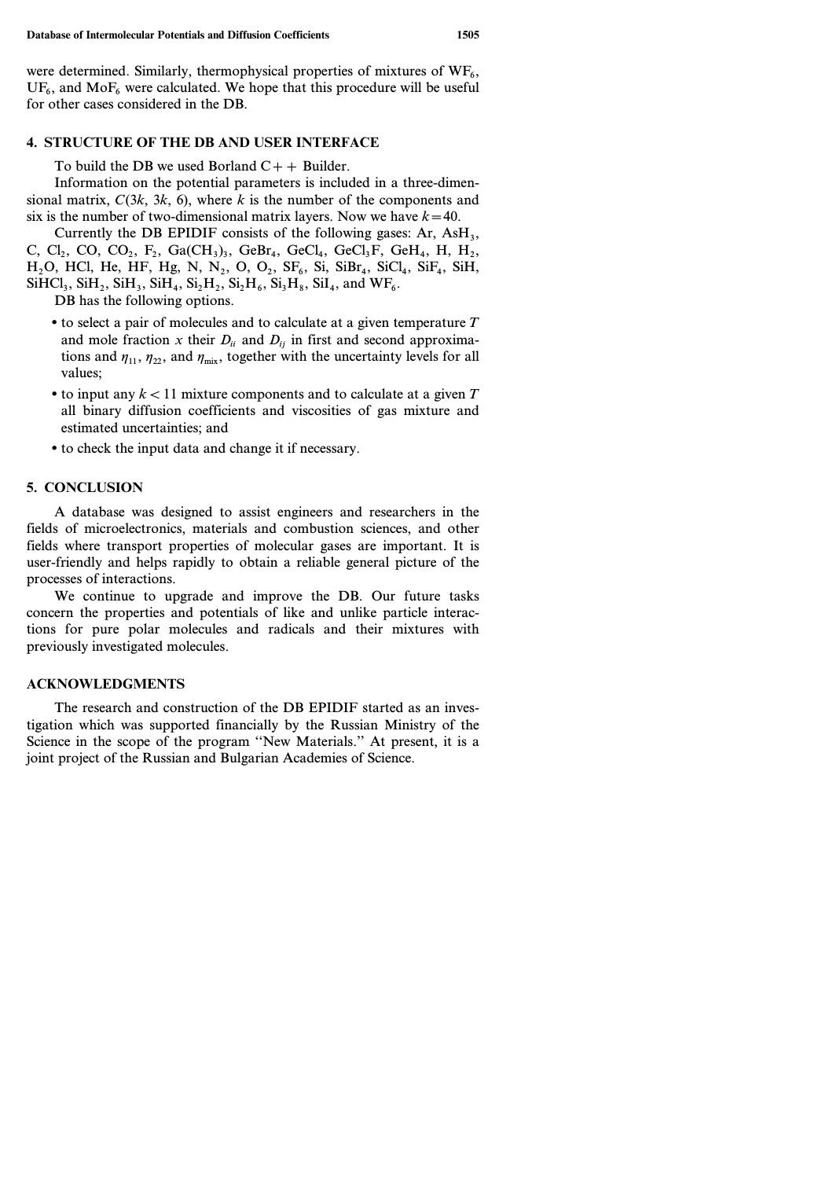were determined. Similarly, thermophysical properties of mixtures of $WF_6$, $UF_6$, and $MoF_6$ were calculated. We hope that this procedure will be useful for other cases considered in the DB.

## 4. STRUCTURE OF THE DB AND USER INTERFACE

To build the DB we used Borland C++ Builder.

Information on the potential parameters is included in a three-dimensional matrix, $C(3k, 3k, 6)$, where $k$ is the number of the components and six is the number of two-dimensional matrix layers. Now we have $k = 40$.

Currently the DB EPIDIF consists of the following gases: Ar, $AsH_3$, C, $Cl_2$, CO, $CO_2$, $F_2$, $Ga(CH_3)_3$, $GeBr_4$, $GeCl_4$, $GeCl_3F$, $GeH_4$, H, $H_2$, $H_2O$, HCl, He, HF, Hg, N, $N_2$, O, $O_2$, $SF_6$, Si, $SiBr_4$, $SiCl_4$, $SiF_4$, SiH, $SiHCl_3$, $SiH_2$, $SiH_3$, $SiH_4$, $Si_2H_2$, $Si_2H_6$, $Si_3H_8$, $SiI_4$, and $WF_6$.

DB has the following options.

- to select a pair of molecules and to calculate at a given temperature $T$ and mole fraction $x$ their $D_{ii}$ and $D_{ij}$ in first and second approximations and $\eta_{11}$, $\eta_{22}$, and $\eta_{mix}$, together with the uncertainty levels for all values;
- to input any $k < 11$ mixture components and to calculate at a given $T$ all binary diffusion coefficients and viscosities of gas mixture and estimated uncertainties; and
- to check the input data and change it if necessary.

## 5. CONCLUSION

A database was designed to assist engineers and researchers in the fields of microelectronics, materials and combustion sciences, and other fields where transport properties of molecular gases are important. It is user-friendly and helps rapidly to obtain a reliable general picture of the processes of interactions.

We continue to upgrade and improve the DB. Our future tasks concern the properties and potentials of like and unlike particle interactions for pure polar molecules and radicals and their mixtures with previously investigated molecules.

## ACKNOWLEDGMENTS

The research and construction of the DB EPIDIF started as an investigation which was supported financially by the Russian Ministry of the Science in the scope of the program "New Materials." At present, it is a joint project of the Russian and Bulgarian Academies of Science.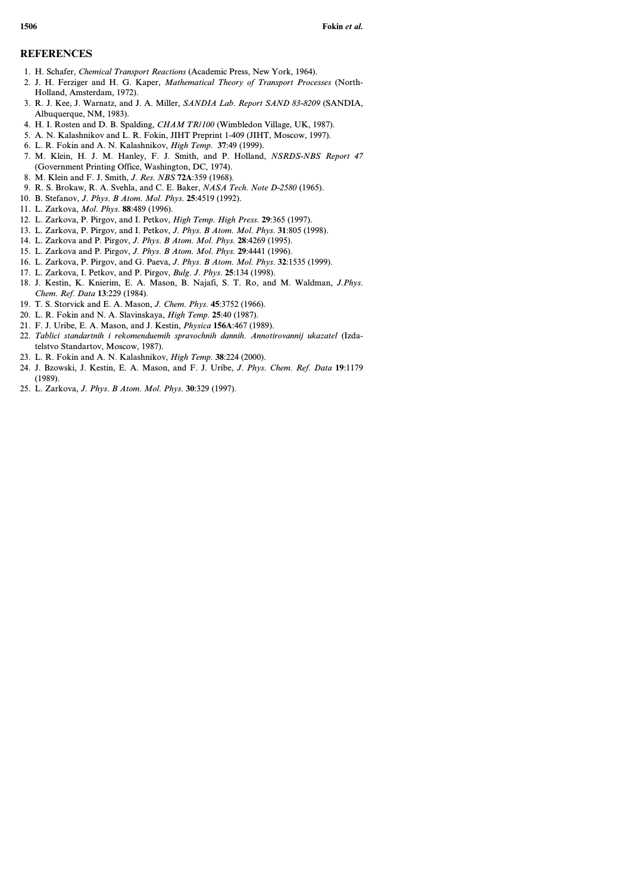## REFERENCES

1. H. Schafer, *Chemical Transport Reactions* (Academic Press, New York, 1964).
2. J. H. Ferziger and H. G. Kaper, *Mathematical Theory of Transport Processes* (North-Holland, Amsterdam, 1972).
3. R. J. Kee, J. Warnatz, and J. A. Miller, *SANDIA Lab. Report SAND 83-8209* (SANDIA, Albuquerque, NM, 1983).
4. H. I. Rosten and D. B. Spalding, *CHAM TR/100* (Wimbledon Village, UK, 1987).
5. A. N. Kalashnikov and L. R. Fokin, JIHT Preprint 1-409 (JIHT, Moscow, 1997).
6. L. R. Fokin and A. N. Kalashnikov, *High Temp.* **37**:49 (1999).
7. M. Klein, H. J. M. Hanley, F. J. Smith, and P. Holland, *NSRDS-NBS Report 47* (Government Printing Office, Washington, DC, 1974).
8. M. Klein and F. J. Smith, *J. Res. NBS* **72A**:359 (1968).
9. R. S. Brokaw, R. A. Svehla, and C. E. Baker, *NASA Tech. Note D-2580* (1965).
10. B. Stefanov, *J. Phys. B Atom. Mol. Phys.* **25**:4519 (1992).
11. L. Zarkova, *Mol. Phys.* **88**:489 (1996).
12. L. Zarkova, P. Pirgov, and I. Petkov, *High Temp. High Press.* **29**:365 (1997).
13. L. Zarkova, P. Pirgov, and I. Petkov, *J. Phys. B Atom. Mol. Phys.* **31**:805 (1998).
14. L. Zarkova and P. Pirgov, *J. Phys. B Atom. Mol. Phys.* **28**:4269 (1995).
15. L. Zarkova and P. Pirgov, *J. Phys. B Atom. Mol. Phys.* **29**:4441 (1996).
16. L. Zarkova, P. Pirgov, and G. Paeva, *J. Phys. B Atom. Mol. Phys.* **32**:1535 (1999).
17. L. Zarkova, I. Petkov, and P. Pirgov, *Bulg. J. Phys.* **25**:134 (1998).
18. J. Kestin, K. Knierim, E. A. Mason, B. Najafi, S. T. Ro, and M. Waldman, *J. Phys. Chem. Ref. Data* **13**:229 (1984).
19. T. S. Storvick and E. A. Mason, *J. Chem. Phys.* **45**:3752 (1966).
20. L. R. Fokin and N. A. Slavinskaya, *High Temp.* **25**:40 (1987).
21. F. J. Uribe, E. A. Mason, and J. Kestin, *Physica* **156A**:467 (1989).
22. *Tablici standartnih i rekomenduemih spravochnih dannih. Annotirovannij ukazatel* (Izdatelstvo Standartov, Moscow, 1987).
23. L. R. Fokin and A. N. Kalashnikov, *High Temp.* **38**:224 (2000).
24. J. Bzowski, J. Kestin, E. A. Mason, and F. J. Uribe, *J. Phys. Chem. Ref. Data* **19**:1179 (1989).
25. L. Zarkova, *J. Phys. B Atom. Mol. Phys.* **30**:329 (1997).